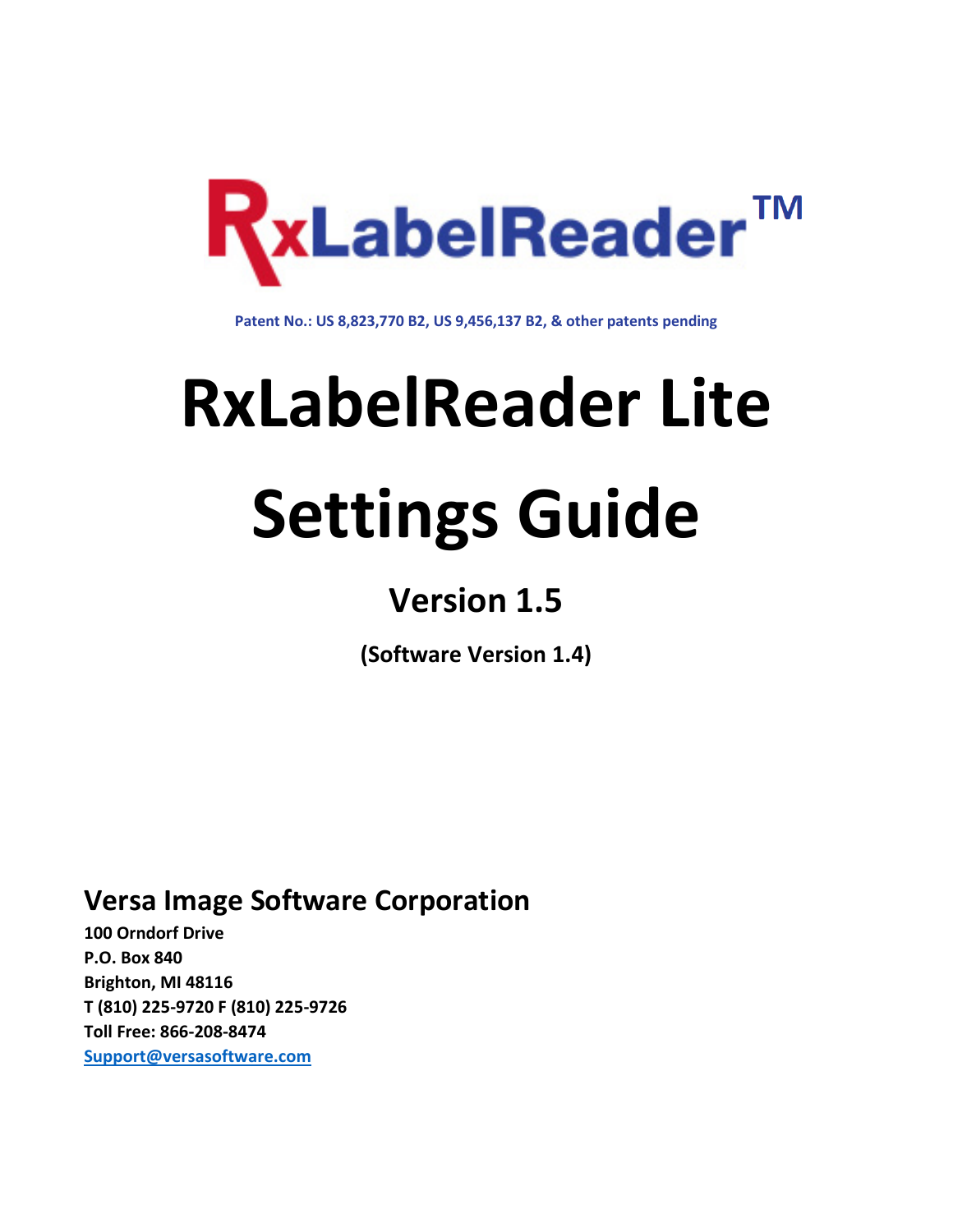RxLabelReader™

Patent No.: US 8,823,770 B2, US 9,456,137 B2, & other patents pending

# RxLabelReader Lite

# Settings Guide

## Version 1.5

**(Software Version 1.4)**

### Versa Image Software Corporation

**100 Orndorf Drive**
**P.O. Box 840**
**Brighton, MI 48116**
**T (810) 225-9720 F (810) 225-9726**
**Toll Free: 866-208-8474**
**Support@versasoftware.com**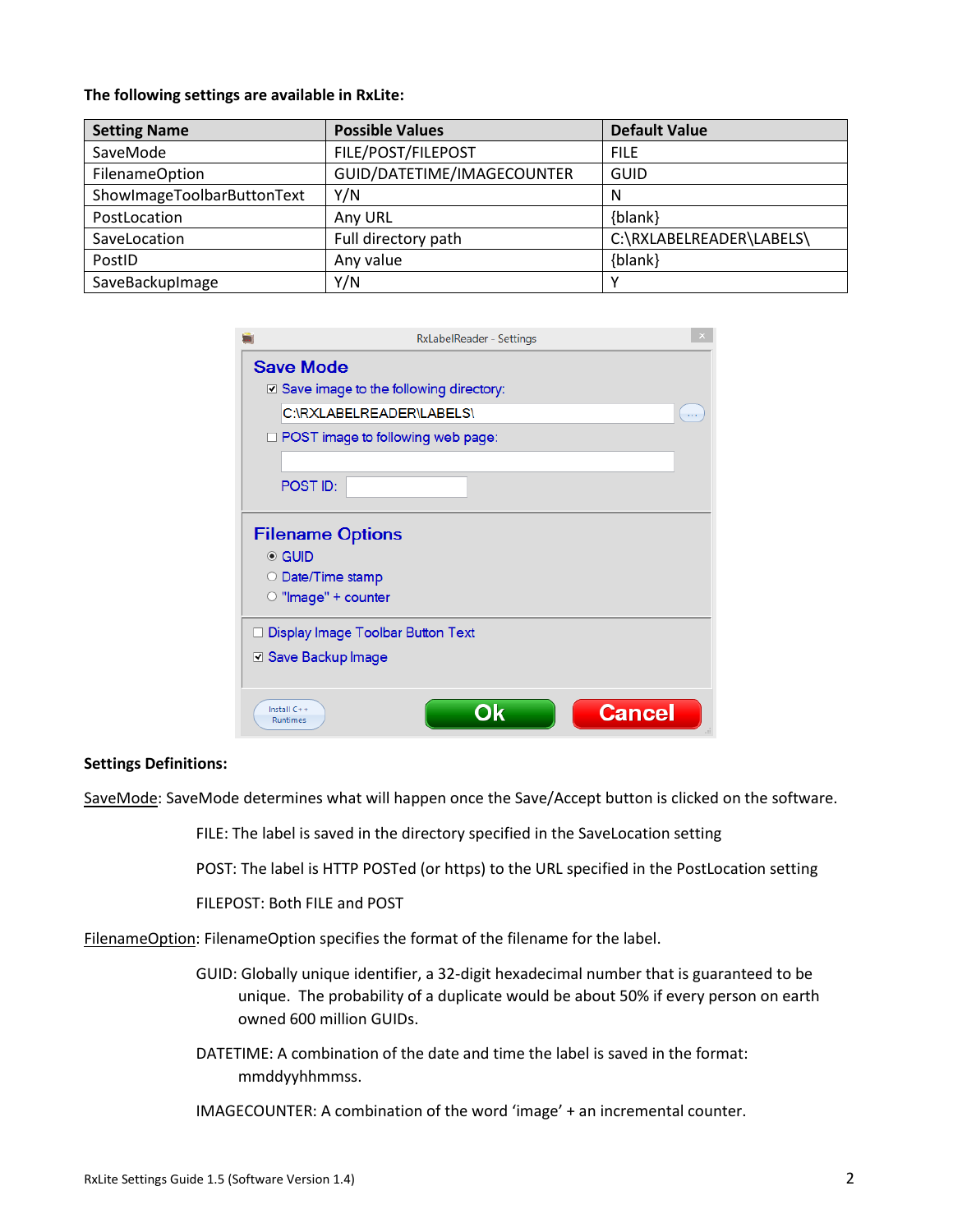**The following settings are available in RxLite:**

| Setting Name | Possible Values | Default Value |
|---|---|---|
| SaveMode | FILE/POST/FILEPOST | FILE |
| FilenameOption | GUID/DATETIME/IMAGECOUNTER | GUID |
| ShowImageToolbarButtonText | Y/N | N |
| PostLocation | Any URL | {blank} |
| SaveLocation | Full directory path | C:\RXLABELREADER\LABELS\ |
| PostID | Any value | {blank} |
| SaveBackupImage | Y/N | Y |

**Settings Definitions:**

<u>SaveMode</u>: SaveMode determines what will happen once the Save/Accept button is clicked on the software.

FILE: The label is saved in the directory specified in the SaveLocation setting

POST: The label is HTTP POSTed (or https) to the URL specified in the PostLocation setting

FILEPOST: Both FILE and POST

<u>FilenameOption</u>: FilenameOption specifies the format of the filename for the label.

GUID: Globally unique identifier, a 32-digit hexadecimal number that is guaranteed to be unique. The probability of a duplicate would be about 50% if every person on earth owned 600 million GUIDs.

DATETIME: A combination of the date and time the label is saved in the format: mmddyyhhmmss.

IMAGECOUNTER: A combination of the word 'image' + an incremental counter.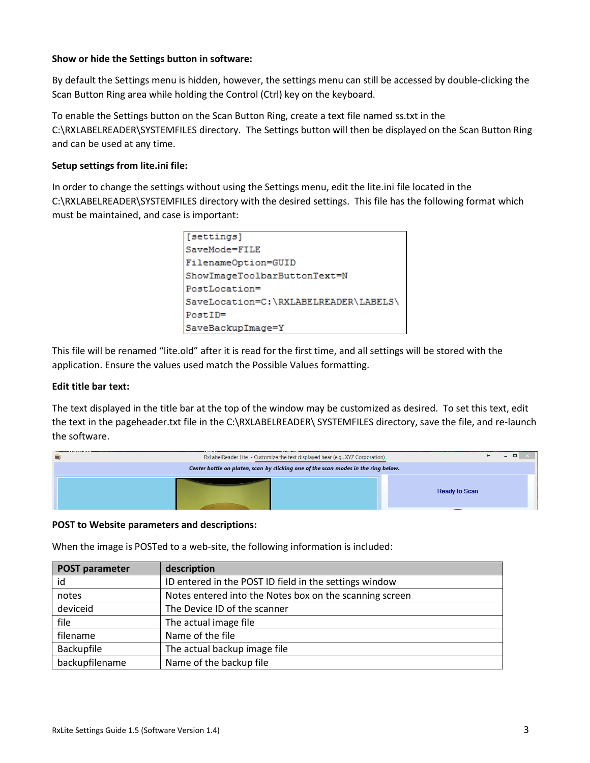**Show or hide the Settings button in software:**

By default the Settings menu is hidden, however, the settings menu can still be accessed by double-clicking the Scan Button Ring area while holding the Control (Ctrl) key on the keyboard.

To enable the Settings button on the Scan Button Ring, create a text file named ss.txt in the C:\RXLABELREADER\SYSTEMFILES directory. The Settings button will then be displayed on the Scan Button Ring and can be used at any time.

**Setup settings from lite.ini file:**

In order to change the settings without using the Settings menu, edit the lite.ini file located in the C:\RXLABELREADER\SYSTEMFILES directory with the desired settings. This file has the following format which must be maintained, and case is important:

```
[settings]
SaveMode=FILE
FilenameOption=GUID
ShowImageToolbarButtonText=N
PostLocation=
SaveLocation=C:\RXLABELREADER\LABELS\
PostID=
SaveBackupImage=Y
```

This file will be renamed "lite.old" after it is read for the first time, and all settings will be stored with the application. Ensure the values used match the Possible Values formatting.

**Edit title bar text:**

The text displayed in the title bar at the top of the window may be customized as desired. To set this text, edit the text in the pageheader.txt file in the C:\RXLABELREADER\ SYSTEMFILES directory, save the file, and re-launch the software.

RxLabelReader Lite - Customize the text displayed hear (e.g., XYZ Corporation)

*Center bottle on platen, scan by clicking one of the scan modes in the ring below.*

Ready to Scan

**POST to Website parameters and descriptions:**

When the image is POSTed to a web-site, the following information is included:

| POST parameter | description |
|---|---|
| id | ID entered in the POST ID field in the settings window |
| notes | Notes entered into the Notes box on the scanning screen |
| deviceid | The Device ID of the scanner |
| file | The actual image file |
| filename | Name of the file |
| Backupfile | The actual backup image file |
| backupfilename | Name of the backup file |